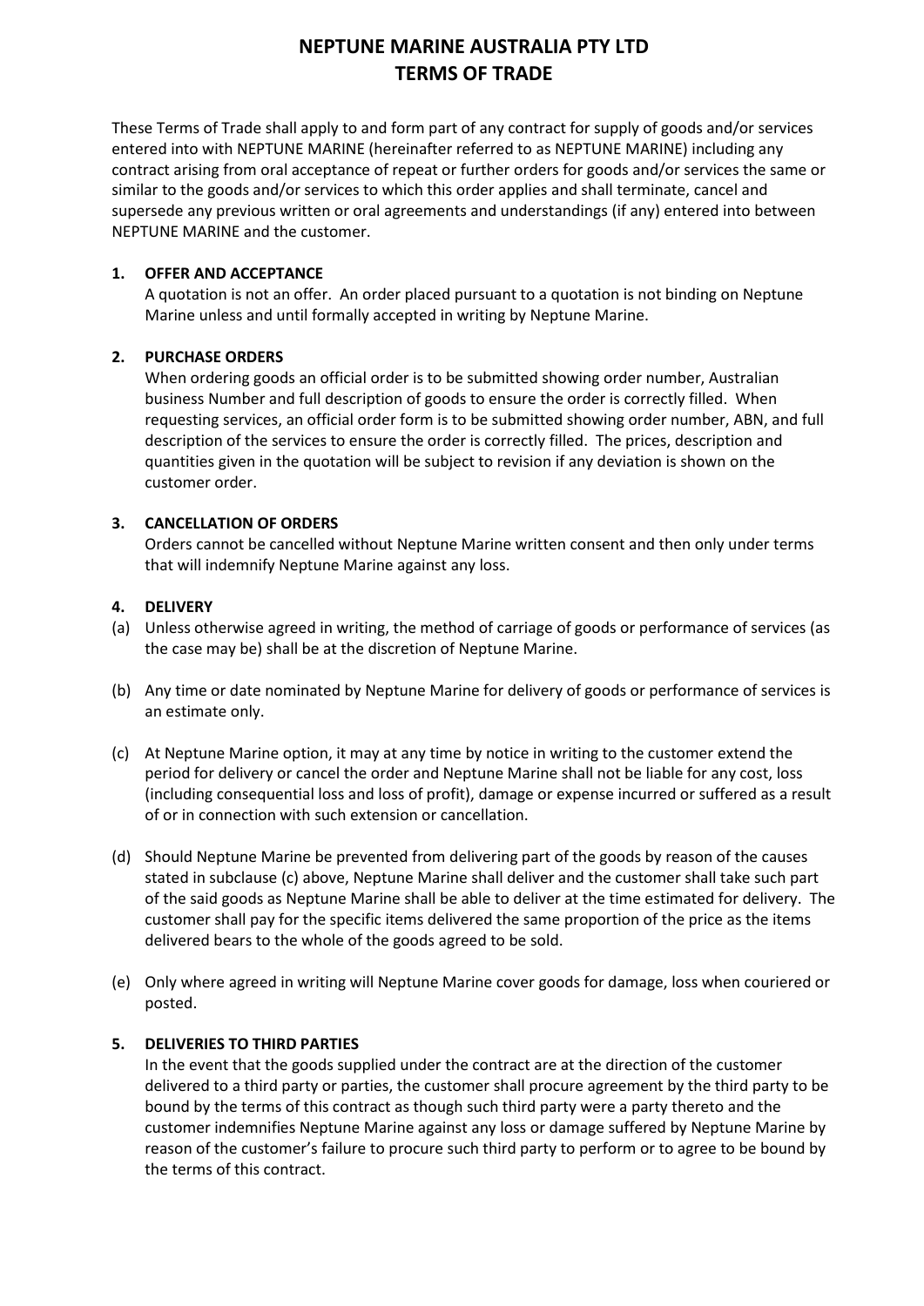# NEPTUNE MARINE AUSTRALIA PTY LTD
# TERMS OF TRADE

These Terms of Trade shall apply to and form part of any contract for supply of goods and/or services entered into with NEPTUNE MARINE (hereinafter referred to as NEPTUNE MARINE) including any contract arising from oral acceptance of repeat or further orders for goods and/or services the same or similar to the goods and/or services to which this order applies and shall terminate, cancel and supersede any previous written or oral agreements and understandings (if any) entered into between NEPTUNE MARINE and the customer.

**1. OFFER AND ACCEPTANCE**

A quotation is not an offer. An order placed pursuant to a quotation is not binding on Neptune Marine unless and until formally accepted in writing by Neptune Marine.

**2. PURCHASE ORDERS**

When ordering goods an official order is to be submitted showing order number, Australian business Number and full description of goods to ensure the order is correctly filled. When requesting services, an official order form is to be submitted showing order number, ABN, and full description of the services to ensure the order is correctly filled. The prices, description and quantities given in the quotation will be subject to revision if any deviation is shown on the customer order.

**3. CANCELLATION OF ORDERS**

Orders cannot be cancelled without Neptune Marine written consent and then only under terms that will indemnify Neptune Marine against any loss.

**4. DELIVERY**

(a) Unless otherwise agreed in writing, the method of carriage of goods or performance of services (as the case may be) shall be at the discretion of Neptune Marine.

(b) Any time or date nominated by Neptune Marine for delivery of goods or performance of services is an estimate only.

(c) At Neptune Marine option, it may at any time by notice in writing to the customer extend the period for delivery or cancel the order and Neptune Marine shall not be liable for any cost, loss (including consequential loss and loss of profit), damage or expense incurred or suffered as a result of or in connection with such extension or cancellation.

(d) Should Neptune Marine be prevented from delivering part of the goods by reason of the causes stated in subclause (c) above, Neptune Marine shall deliver and the customer shall take such part of the said goods as Neptune Marine shall be able to deliver at the time estimated for delivery. The customer shall pay for the specific items delivered the same proportion of the price as the items delivered bears to the whole of the goods agreed to be sold.

(e) Only where agreed in writing will Neptune Marine cover goods for damage, loss when couriered or posted.

**5. DELIVERIES TO THIRD PARTIES**

In the event that the goods supplied under the contract are at the direction of the customer delivered to a third party or parties, the customer shall procure agreement by the third party to be bound by the terms of this contract as though such third party were a party thereto and the customer indemnifies Neptune Marine against any loss or damage suffered by Neptune Marine by reason of the customer's failure to procure such third party to perform or to agree to be bound by the terms of this contract.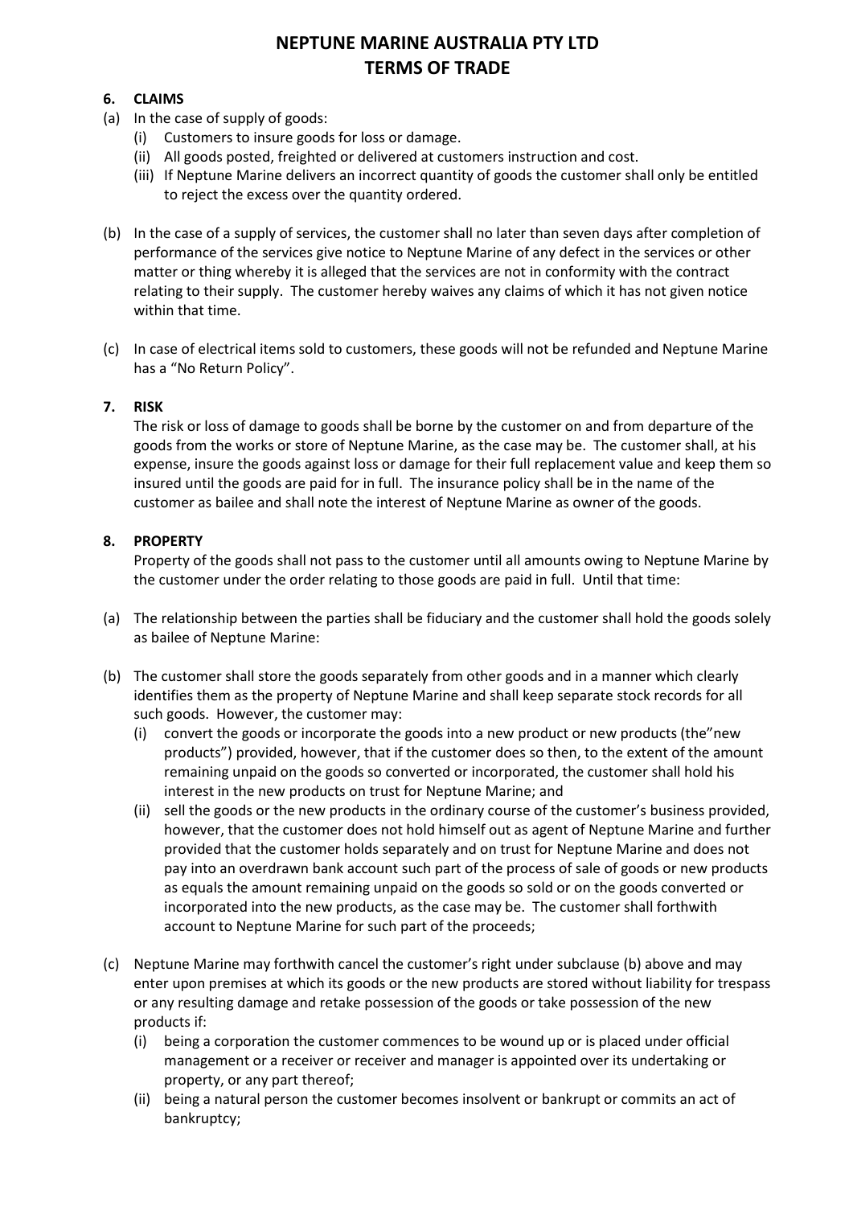# NEPTUNE MARINE AUSTRALIA PTY LTD
# TERMS OF TRADE

**6. CLAIMS**

(a) In the case of supply of goods:
   - (i) Customers to insure goods for loss or damage.
   - (ii) All goods posted, freighted or delivered at customers instruction and cost.
   - (iii) If Neptune Marine delivers an incorrect quantity of goods the customer shall only be entitled to reject the excess over the quantity ordered.

(b) In the case of a supply of services, the customer shall no later than seven days after completion of performance of the services give notice to Neptune Marine of any defect in the services or other matter or thing whereby it is alleged that the services are not in conformity with the contract relating to their supply. The customer hereby waives any claims of which it has not given notice within that time.

(c) In case of electrical items sold to customers, these goods will not be refunded and Neptune Marine has a "No Return Policy".

**7. RISK**

The risk or loss of damage to goods shall be borne by the customer on and from departure of the goods from the works or store of Neptune Marine, as the case may be. The customer shall, at his expense, insure the goods against loss or damage for their full replacement value and keep them so insured until the goods are paid for in full. The insurance policy shall be in the name of the customer as bailee and shall note the interest of Neptune Marine as owner of the goods.

**8. PROPERTY**

Property of the goods shall not pass to the customer until all amounts owing to Neptune Marine by the customer under the order relating to those goods are paid in full. Until that time:

(a) The relationship between the parties shall be fiduciary and the customer shall hold the goods solely as bailee of Neptune Marine:

(b) The customer shall store the goods separately from other goods and in a manner which clearly identifies them as the property of Neptune Marine and shall keep separate stock records for all such goods. However, the customer may:
   - (i) convert the goods or incorporate the goods into a new product or new products (the"new products") provided, however, that if the customer does so then, to the extent of the amount remaining unpaid on the goods so converted or incorporated, the customer shall hold his interest in the new products on trust for Neptune Marine; and
   - (ii) sell the goods or the new products in the ordinary course of the customer's business provided, however, that the customer does not hold himself out as agent of Neptune Marine and further provided that the customer holds separately and on trust for Neptune Marine and does not pay into an overdrawn bank account such part of the process of sale of goods or new products as equals the amount remaining unpaid on the goods so sold or on the goods converted or incorporated into the new products, as the case may be. The customer shall forthwith account to Neptune Marine for such part of the proceeds;

(c) Neptune Marine may forthwith cancel the customer's right under subclause (b) above and may enter upon premises at which its goods or the new products are stored without liability for trespass or any resulting damage and retake possession of the goods or take possession of the new products if:
   - (i) being a corporation the customer commences to be wound up or is placed under official management or a receiver or receiver and manager is appointed over its undertaking or property, or any part thereof;
   - (ii) being a natural person the customer becomes insolvent or bankrupt or commits an act of bankruptcy;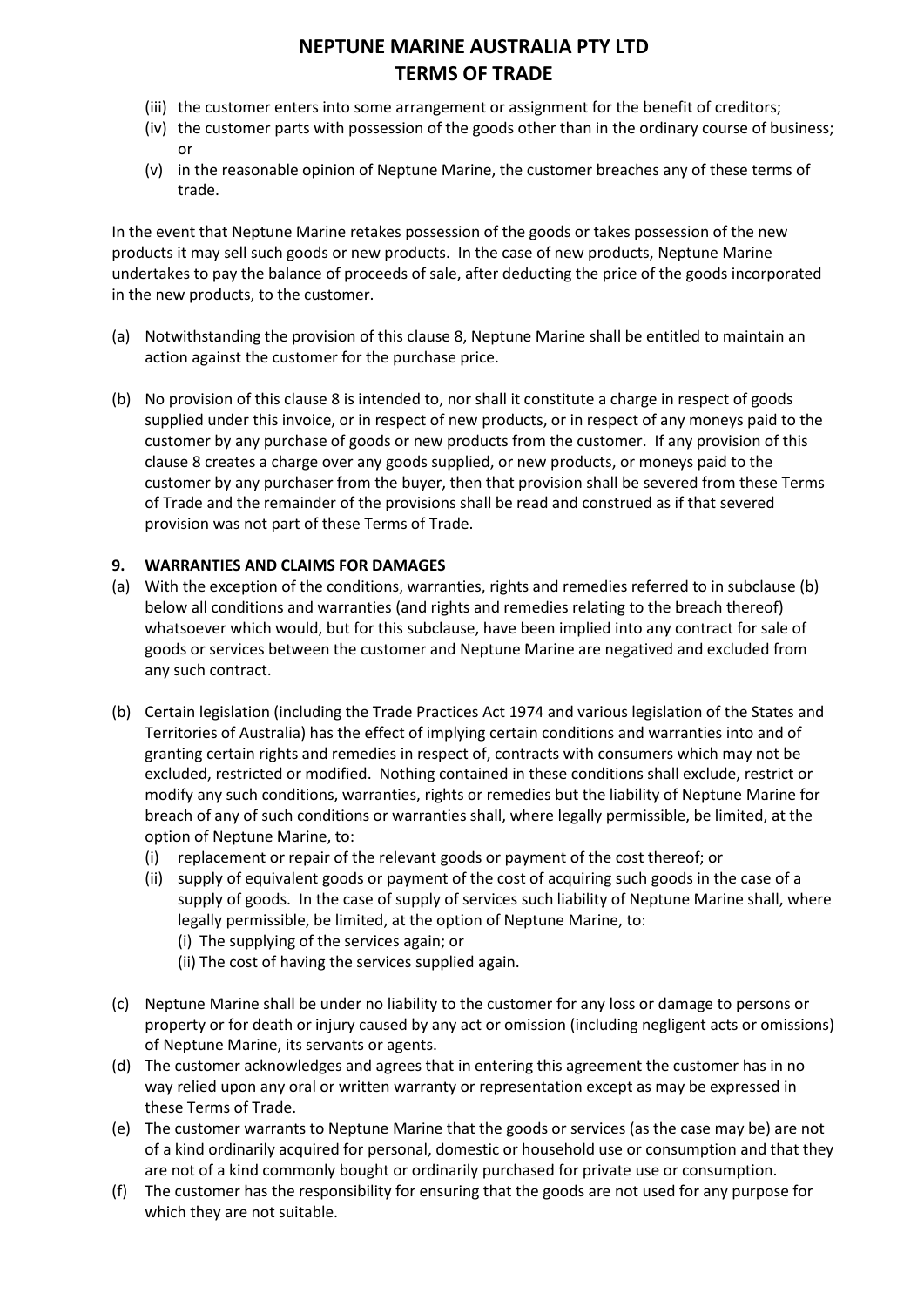(iii) the customer enters into some arrangement or assignment for the benefit of creditors;
(iv) the customer parts with possession of the goods other than in the ordinary course of business; or
(v) in the reasonable opinion of Neptune Marine, the customer breaches any of these terms of trade.

In the event that Neptune Marine retakes possession of the goods or takes possession of the new products it may sell such goods or new products. In the case of new products, Neptune Marine undertakes to pay the balance of proceeds of sale, after deducting the price of the goods incorporated in the new products, to the customer.

(a) Notwithstanding the provision of this clause 8, Neptune Marine shall be entitled to maintain an action against the customer for the purchase price.

(b) No provision of this clause 8 is intended to, nor shall it constitute a charge in respect of goods supplied under this invoice, or in respect of new products, or in respect of any moneys paid to the customer by any purchase of goods or new products from the customer. If any provision of this clause 8 creates a charge over any goods supplied, or new products, or moneys paid to the customer by any purchaser from the buyer, then that provision shall be severed from these Terms of Trade and the remainder of the provisions shall be read and construed as if that severed provision was not part of these Terms of Trade.

### 9. WARRANTIES AND CLAIMS FOR DAMAGES

(a) With the exception of the conditions, warranties, rights and remedies referred to in subclause (b) below all conditions and warranties (and rights and remedies relating to the breach thereof) whatsoever which would, but for this subclause, have been implied into any contract for sale of goods or services between the customer and Neptune Marine are negatived and excluded from any such contract.

(b) Certain legislation (including the Trade Practices Act 1974 and various legislation of the States and Territories of Australia) has the effect of implying certain conditions and warranties into and of granting certain rights and remedies in respect of, contracts with consumers which may not be excluded, restricted or modified. Nothing contained in these conditions shall exclude, restrict or modify any such conditions, warranties, rights or remedies but the liability of Neptune Marine for breach of any of such conditions or warranties shall, where legally permissible, be limited, at the option of Neptune Marine, to:
   (i) replacement or repair of the relevant goods or payment of the cost thereof; or
   (ii) supply of equivalent goods or payment of the cost of acquiring such goods in the case of a supply of goods. In the case of supply of services such liability of Neptune Marine shall, where legally permissible, be limited, at the option of Neptune Marine, to:
      (i) The supplying of the services again; or
      (ii) The cost of having the services supplied again.

(c) Neptune Marine shall be under no liability to the customer for any loss or damage to persons or property or for death or injury caused by any act or omission (including negligent acts or omissions) of Neptune Marine, its servants or agents.

(d) The customer acknowledges and agrees that in entering this agreement the customer has in no way relied upon any oral or written warranty or representation except as may be expressed in these Terms of Trade.

(e) The customer warrants to Neptune Marine that the goods or services (as the case may be) are not of a kind ordinarily acquired for personal, domestic or household use or consumption and that they are not of a kind commonly bought or ordinarily purchased for private use or consumption.

(f) The customer has the responsibility for ensuring that the goods are not used for any purpose for which they are not suitable.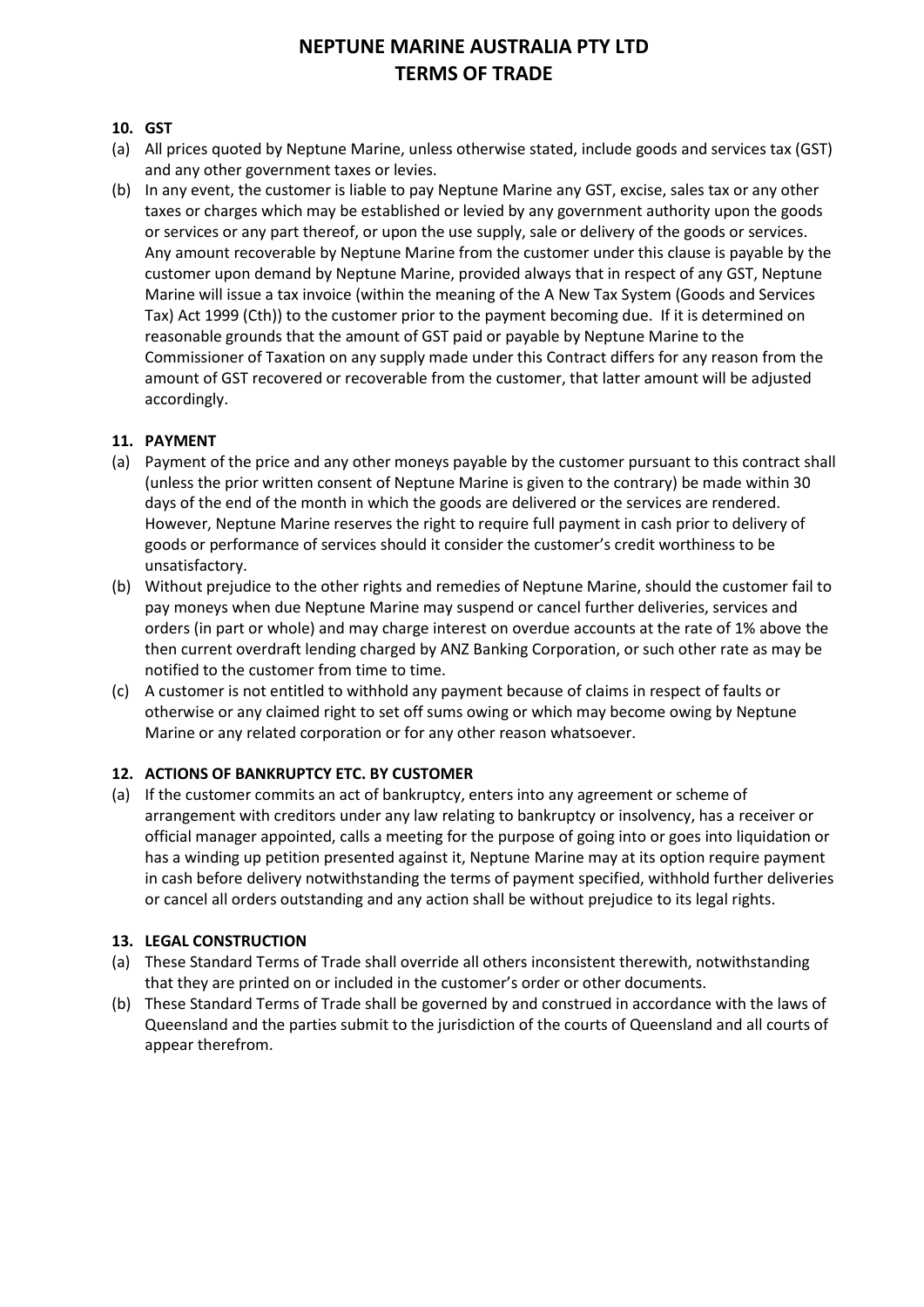# NEPTUNE MARINE AUSTRALIA PTY LTD
# TERMS OF TRADE

## 10. GST

(a) All prices quoted by Neptune Marine, unless otherwise stated, include goods and services tax (GST) and any other government taxes or levies.

(b) In any event, the customer is liable to pay Neptune Marine any GST, excise, sales tax or any other taxes or charges which may be established or levied by any government authority upon the goods or services or any part thereof, or upon the use supply, sale or delivery of the goods or services. Any amount recoverable by Neptune Marine from the customer under this clause is payable by the customer upon demand by Neptune Marine, provided always that in respect of any GST, Neptune Marine will issue a tax invoice (within the meaning of the A New Tax System (Goods and Services Tax) Act 1999 (Cth)) to the customer prior to the payment becoming due. If it is determined on reasonable grounds that the amount of GST paid or payable by Neptune Marine to the Commissioner of Taxation on any supply made under this Contract differs for any reason from the amount of GST recovered or recoverable from the customer, that latter amount will be adjusted accordingly.

## 11. PAYMENT

(a) Payment of the price and any other moneys payable by the customer pursuant to this contract shall (unless the prior written consent of Neptune Marine is given to the contrary) be made within 30 days of the end of the month in which the goods are delivered or the services are rendered. However, Neptune Marine reserves the right to require full payment in cash prior to delivery of goods or performance of services should it consider the customer's credit worthiness to be unsatisfactory.

(b) Without prejudice to the other rights and remedies of Neptune Marine, should the customer fail to pay moneys when due Neptune Marine may suspend or cancel further deliveries, services and orders (in part or whole) and may charge interest on overdue accounts at the rate of 1% above the then current overdraft lending charged by ANZ Banking Corporation, or such other rate as may be notified to the customer from time to time.

(c) A customer is not entitled to withhold any payment because of claims in respect of faults or otherwise or any claimed right to set off sums owing or which may become owing by Neptune Marine or any related corporation or for any other reason whatsoever.

## 12. ACTIONS OF BANKRUPTCY ETC. BY CUSTOMER

(a) If the customer commits an act of bankruptcy, enters into any agreement or scheme of arrangement with creditors under any law relating to bankruptcy or insolvency, has a receiver or official manager appointed, calls a meeting for the purpose of going into or goes into liquidation or has a winding up petition presented against it, Neptune Marine may at its option require payment in cash before delivery notwithstanding the terms of payment specified, withhold further deliveries or cancel all orders outstanding and any action shall be without prejudice to its legal rights.

## 13. LEGAL CONSTRUCTION

(a) These Standard Terms of Trade shall override all others inconsistent therewith, notwithstanding that they are printed on or included in the customer's order or other documents.

(b) These Standard Terms of Trade shall be governed by and construed in accordance with the laws of Queensland and the parties submit to the jurisdiction of the courts of Queensland and all courts of appear therefrom.